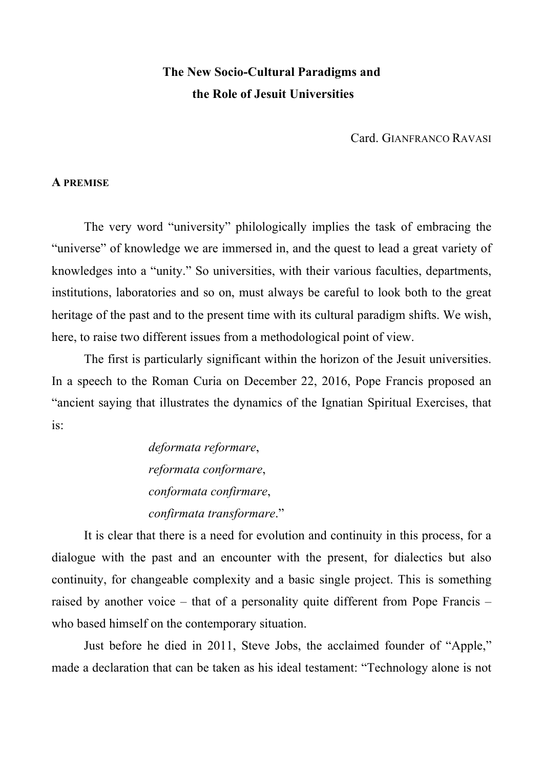# The New Socio-Cultural Paradigms and the Role of Jesuit Universities

Card. GIANFRANCO RAVASI

## A PREMISE

The very word "university" philologically implies the task of embracing the "universe" of knowledge we are immersed in, and the quest to lead a great variety of knowledges into a "unity." So universities, with their various faculties, departments, institutions, laboratories and so on, must always be careful to look both to the great heritage of the past and to the present time with its cultural paradigm shifts. We wish, here, to raise two different issues from a methodological point of view.

The first is particularly significant within the horizon of the Jesuit universities. In a speech to the Roman Curia on December 22, 2016, Pope Francis proposed an "ancient saying that illustrates the dynamics of the Ignatian Spiritual Exercises, that is:

> *deformata reformare*,
> *reformata conformare*,
> *conformata confirmare*,
> *confirmata transformare*."

It is clear that there is a need for evolution and continuity in this process, for a dialogue with the past and an encounter with the present, for dialectics but also continuity, for changeable complexity and a basic single project. This is something raised by another voice – that of a personality quite different from Pope Francis – who based himself on the contemporary situation.

Just before he died in 2011, Steve Jobs, the acclaimed founder of "Apple," made a declaration that can be taken as his ideal testament: "Technology alone is not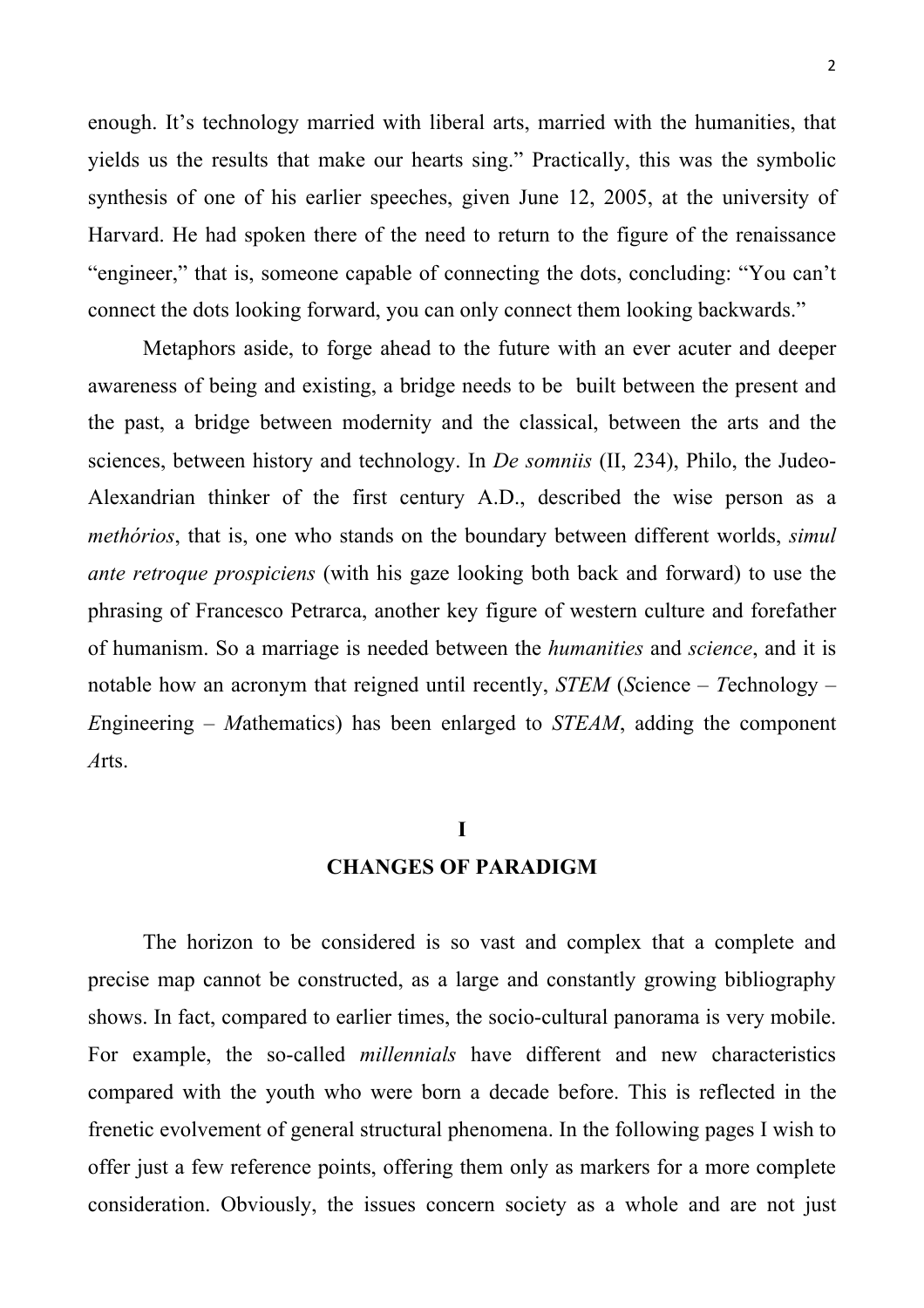enough. It’s technology married with liberal arts, married with the humanities, that yields us the results that make our hearts sing.” Practically, this was the symbolic synthesis of one of his earlier speeches, given June 12, 2005, at the university of Harvard. He had spoken there of the need to return to the figure of the renaissance “engineer,” that is, someone capable of connecting the dots, concluding: “You can’t connect the dots looking forward, you can only connect them looking backwards.”

Metaphors aside, to forge ahead to the future with an ever acuter and deeper awareness of being and existing, a bridge needs to be built between the present and the past, a bridge between modernity and the classical, between the arts and the sciences, between history and technology. In *De somniis* (II, 234), Philo, the Judeo-Alexandrian thinker of the first century A.D., described the wise person as a *methórios*, that is, one who stands on the boundary between different worlds, *simul ante retroque prospiciens* (with his gaze looking both back and forward) to use the phrasing of Francesco Petrarca, another key figure of western culture and forefather of humanism. So a marriage is needed between the *humanities* and *science*, and it is notable how an acronym that reigned until recently, *STEM* (*S*cience – *T*echnology – *E*ngineering – *M*athematics) has been enlarged to *STEAM*, adding the component *A*rts.

## I
## CHANGES OF PARADIGM

The horizon to be considered is so vast and complex that a complete and precise map cannot be constructed, as a large and constantly growing bibliography shows. In fact, compared to earlier times, the socio-cultural panorama is very mobile. For example, the so-called *millennials* have different and new characteristics compared with the youth who were born a decade before. This is reflected in the frenetic evolvement of general structural phenomena. In the following pages I wish to offer just a few reference points, offering them only as markers for a more complete consideration. Obviously, the issues concern society as a whole and are not just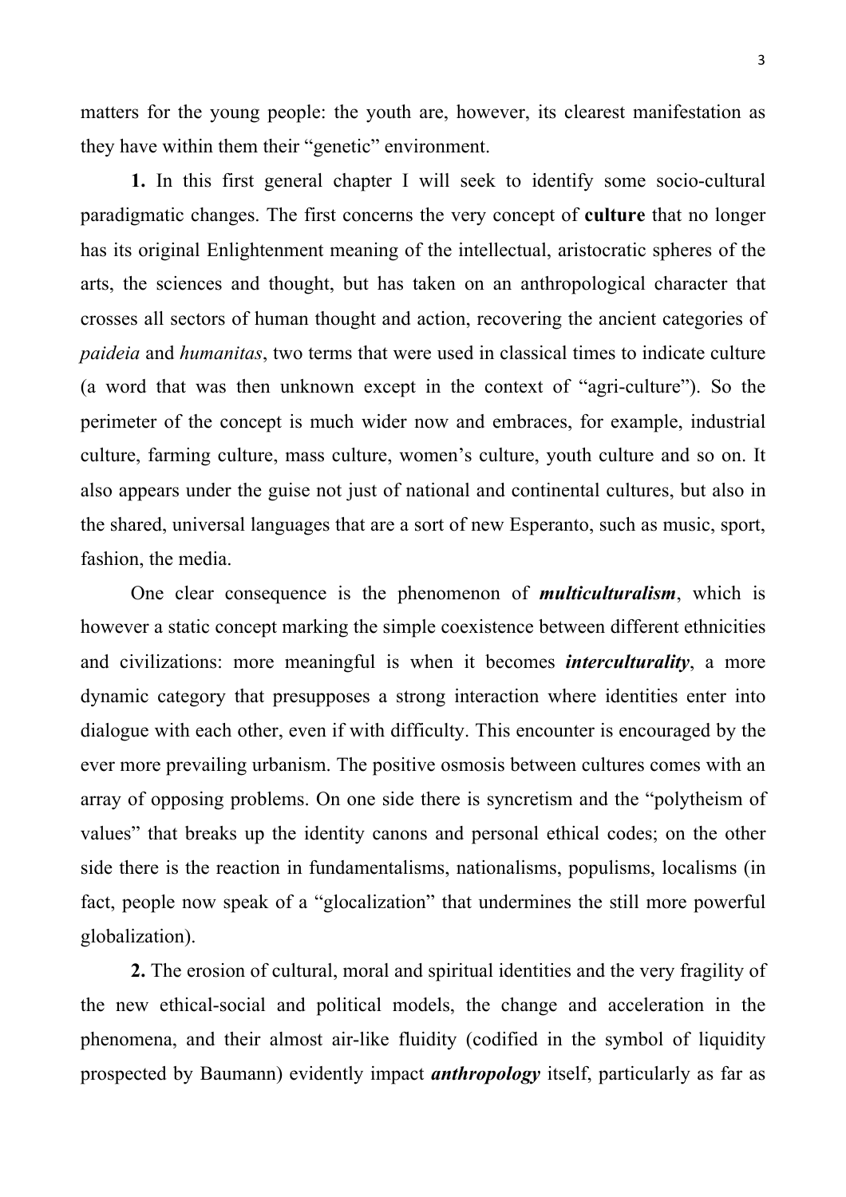matters for the young people: the youth are, however, its clearest manifestation as they have within them their "genetic" environment.

**1.** In this first general chapter I will seek to identify some socio-cultural paradigmatic changes. The first concerns the very concept of **culture** that no longer has its original Enlightenment meaning of the intellectual, aristocratic spheres of the arts, the sciences and thought, but has taken on an anthropological character that crosses all sectors of human thought and action, recovering the ancient categories of *paideia* and *humanitas*, two terms that were used in classical times to indicate culture (a word that was then unknown except in the context of "agri-culture"). So the perimeter of the concept is much wider now and embraces, for example, industrial culture, farming culture, mass culture, women's culture, youth culture and so on. It also appears under the guise not just of national and continental cultures, but also in the shared, universal languages that are a sort of new Esperanto, such as music, sport, fashion, the media.

One clear consequence is the phenomenon of ***multiculturalism***, which is however a static concept marking the simple coexistence between different ethnicities and civilizations: more meaningful is when it becomes ***interculturality***, a more dynamic category that presupposes a strong interaction where identities enter into dialogue with each other, even if with difficulty. This encounter is encouraged by the ever more prevailing urbanism. The positive osmosis between cultures comes with an array of opposing problems. On one side there is syncretism and the "polytheism of values" that breaks up the identity canons and personal ethical codes; on the other side there is the reaction in fundamentalisms, nationalisms, populisms, localisms (in fact, people now speak of a "glocalization" that undermines the still more powerful globalization).

**2.** The erosion of cultural, moral and spiritual identities and the very fragility of the new ethical-social and political models, the change and acceleration in the phenomena, and their almost air-like fluidity (codified in the symbol of liquidity prospected by Baumann) evidently impact ***anthropology*** itself, particularly as far as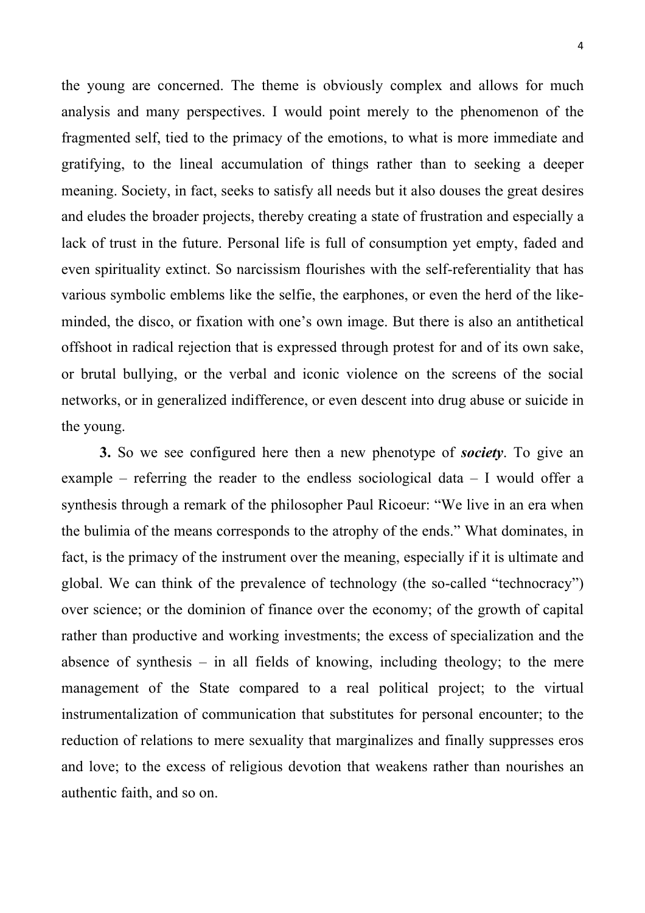the young are concerned. The theme is obviously complex and allows for much analysis and many perspectives. I would point merely to the phenomenon of the fragmented self, tied to the primacy of the emotions, to what is more immediate and gratifying, to the lineal accumulation of things rather than to seeking a deeper meaning. Society, in fact, seeks to satisfy all needs but it also douses the great desires and eludes the broader projects, thereby creating a state of frustration and especially a lack of trust in the future. Personal life is full of consumption yet empty, faded and even spirituality extinct. So narcissism flourishes with the self-referentiality that has various symbolic emblems like the selfie, the earphones, or even the herd of the like-minded, the disco, or fixation with one's own image. But there is also an antithetical offshoot in radical rejection that is expressed through protest for and of its own sake, or brutal bullying, or the verbal and iconic violence on the screens of the social networks, or in generalized indifference, or even descent into drug abuse or suicide in the young.

**3.** So we see configured here then a new phenotype of ***society***. To give an example – referring the reader to the endless sociological data – I would offer a synthesis through a remark of the philosopher Paul Ricoeur: "We live in an era when the bulimia of the means corresponds to the atrophy of the ends." What dominates, in fact, is the primacy of the instrument over the meaning, especially if it is ultimate and global. We can think of the prevalence of technology (the so-called "technocracy") over science; or the dominion of finance over the economy; of the growth of capital rather than productive and working investments; the excess of specialization and the absence of synthesis – in all fields of knowing, including theology; to the mere management of the State compared to a real political project; to the virtual instrumentalization of communication that substitutes for personal encounter; to the reduction of relations to mere sexuality that marginalizes and finally suppresses eros and love; to the excess of religious devotion that weakens rather than nourishes an authentic faith, and so on.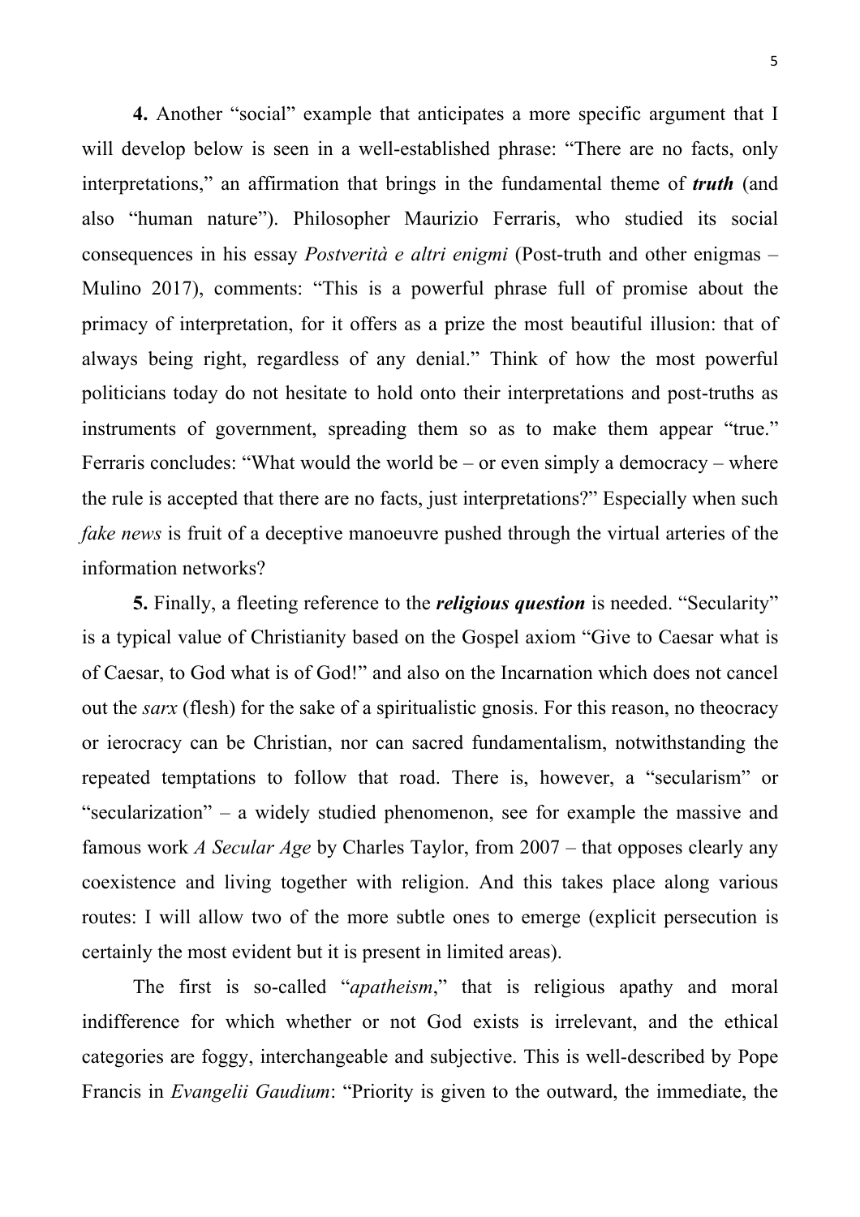**4.** Another "social" example that anticipates a more specific argument that I will develop below is seen in a well-established phrase: "There are no facts, only interpretations," an affirmation that brings in the fundamental theme of ***truth*** (and also "human nature"). Philosopher Maurizio Ferraris, who studied its social consequences in his essay *Postverità e altri enigmi* (Post-truth and other enigmas – Mulino 2017), comments: "This is a powerful phrase full of promise about the primacy of interpretation, for it offers as a prize the most beautiful illusion: that of always being right, regardless of any denial." Think of how the most powerful politicians today do not hesitate to hold onto their interpretations and post-truths as instruments of government, spreading them so as to make them appear "true." Ferraris concludes: "What would the world be – or even simply a democracy – where the rule is accepted that there are no facts, just interpretations?" Especially when such *fake news* is fruit of a deceptive manoeuvre pushed through the virtual arteries of the information networks?

**5.** Finally, a fleeting reference to the ***religious question*** is needed. "Secularity" is a typical value of Christianity based on the Gospel axiom "Give to Caesar what is of Caesar, to God what is of God!" and also on the Incarnation which does not cancel out the *sarx* (flesh) for the sake of a spiritualistic gnosis. For this reason, no theocracy or ierocracy can be Christian, nor can sacred fundamentalism, notwithstanding the repeated temptations to follow that road. There is, however, a "secularism" or "secularization" – a widely studied phenomenon, see for example the massive and famous work *A Secular Age* by Charles Taylor, from 2007 – that opposes clearly any coexistence and living together with religion. And this takes place along various routes: I will allow two of the more subtle ones to emerge (explicit persecution is certainly the most evident but it is present in limited areas).

The first is so-called "*apatheism*," that is religious apathy and moral indifference for which whether or not God exists is irrelevant, and the ethical categories are foggy, interchangeable and subjective. This is well-described by Pope Francis in *Evangelii Gaudium*: "Priority is given to the outward, the immediate, the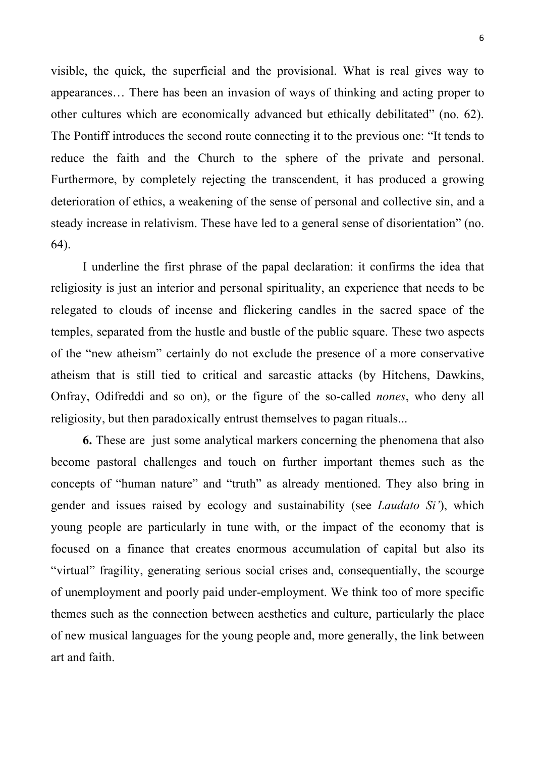visible, the quick, the superficial and the provisional. What is real gives way to appearances… There has been an invasion of ways of thinking and acting proper to other cultures which are economically advanced but ethically debilitated" (no. 62). The Pontiff introduces the second route connecting it to the previous one: "It tends to reduce the faith and the Church to the sphere of the private and personal. Furthermore, by completely rejecting the transcendent, it has produced a growing deterioration of ethics, a weakening of the sense of personal and collective sin, and a steady increase in relativism. These have led to a general sense of disorientation" (no. 64).

I underline the first phrase of the papal declaration: it confirms the idea that religiosity is just an interior and personal spirituality, an experience that needs to be relegated to clouds of incense and flickering candles in the sacred space of the temples, separated from the hustle and bustle of the public square. These two aspects of the "new atheism" certainly do not exclude the presence of a more conservative atheism that is still tied to critical and sarcastic attacks (by Hitchens, Dawkins, Onfray, Odifreddi and so on), or the figure of the so-called *nones*, who deny all religiosity, but then paradoxically entrust themselves to pagan rituals...

**6.** These are just some analytical markers concerning the phenomena that also become pastoral challenges and touch on further important themes such as the concepts of "human nature" and "truth" as already mentioned. They also bring in gender and issues raised by ecology and sustainability (see *Laudato Si'*), which young people are particularly in tune with, or the impact of the economy that is focused on a finance that creates enormous accumulation of capital but also its "virtual" fragility, generating serious social crises and, consequentially, the scourge of unemployment and poorly paid under-employment. We think too of more specific themes such as the connection between aesthetics and culture, particularly the place of new musical languages for the young people and, more generally, the link between art and faith.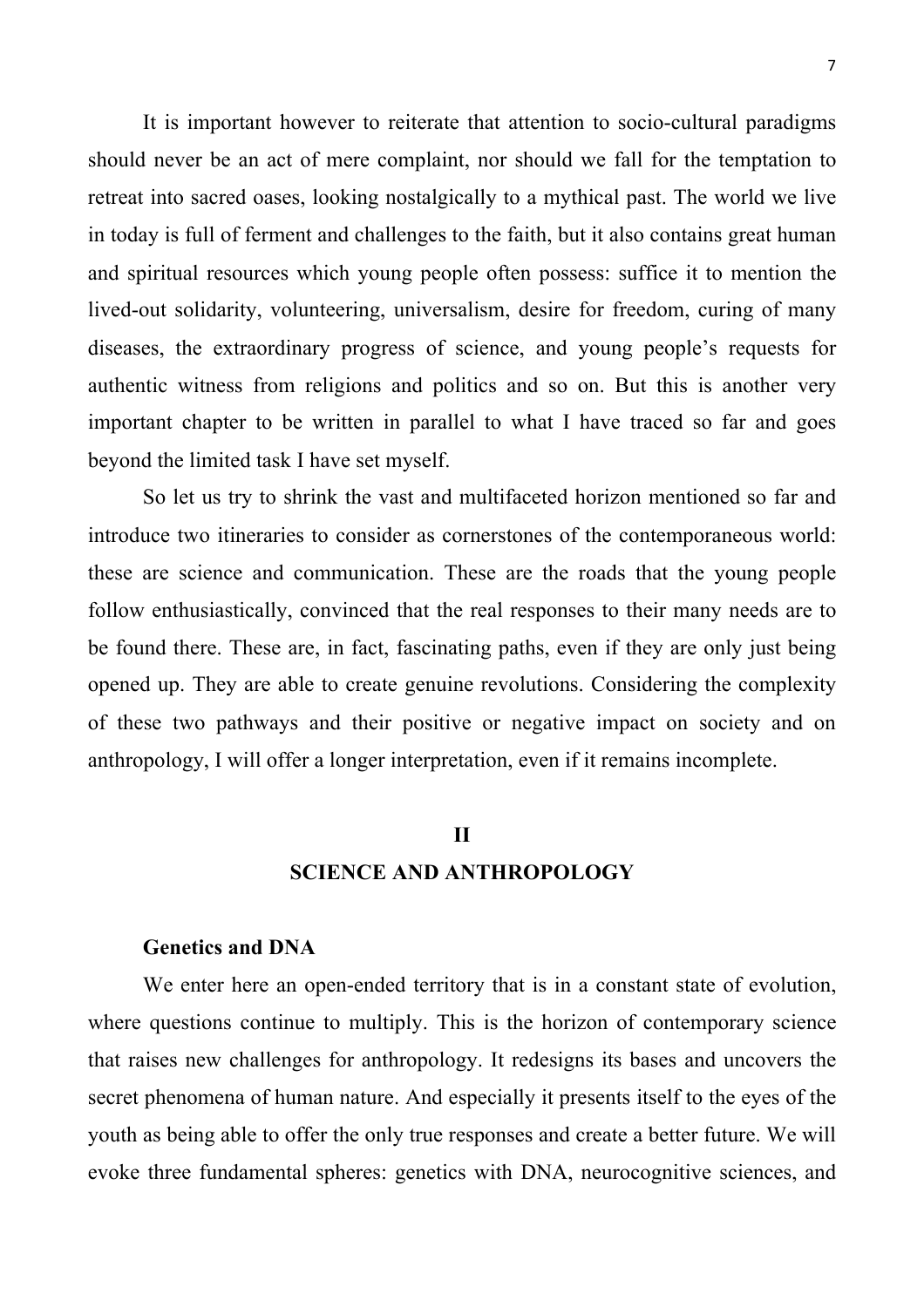It is important however to reiterate that attention to socio-cultural paradigms should never be an act of mere complaint, nor should we fall for the temptation to retreat into sacred oases, looking nostalgically to a mythical past. The world we live in today is full of ferment and challenges to the faith, but it also contains great human and spiritual resources which young people often possess: suffice it to mention the lived-out solidarity, volunteering, universalism, desire for freedom, curing of many diseases, the extraordinary progress of science, and young people's requests for authentic witness from religions and politics and so on. But this is another very important chapter to be written in parallel to what I have traced so far and goes beyond the limited task I have set myself.

So let us try to shrink the vast and multifaceted horizon mentioned so far and introduce two itineraries to consider as cornerstones of the contemporaneous world: these are science and communication. These are the roads that the young people follow enthusiastically, convinced that the real responses to their many needs are to be found there. These are, in fact, fascinating paths, even if they are only just being opened up. They are able to create genuine revolutions. Considering the complexity of these two pathways and their positive or negative impact on society and on anthropology, I will offer a longer interpretation, even if it remains incomplete.

## II
## SCIENCE AND ANTHROPOLOGY

### Genetics and DNA

We enter here an open-ended territory that is in a constant state of evolution, where questions continue to multiply. This is the horizon of contemporary science that raises new challenges for anthropology. It redesigns its bases and uncovers the secret phenomena of human nature. And especially it presents itself to the eyes of the youth as being able to offer the only true responses and create a better future. We will evoke three fundamental spheres: genetics with DNA, neurocognitive sciences, and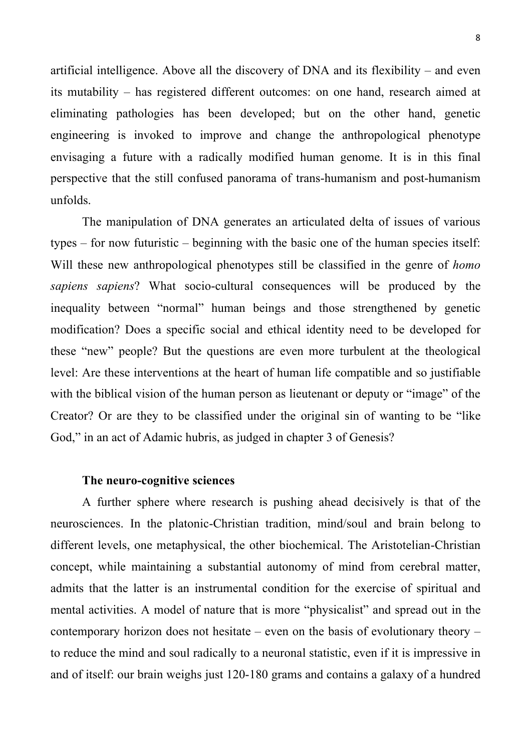artificial intelligence. Above all the discovery of DNA and its flexibility – and even its mutability – has registered different outcomes: on one hand, research aimed at eliminating pathologies has been developed; but on the other hand, genetic engineering is invoked to improve and change the anthropological phenotype envisaging a future with a radically modified human genome. It is in this final perspective that the still confused panorama of trans-humanism and post-humanism unfolds.

The manipulation of DNA generates an articulated delta of issues of various types – for now futuristic – beginning with the basic one of the human species itself: Will these new anthropological phenotypes still be classified in the genre of *homo sapiens sapiens*? What socio-cultural consequences will be produced by the inequality between "normal" human beings and those strengthened by genetic modification? Does a specific social and ethical identity need to be developed for these "new" people? But the questions are even more turbulent at the theological level: Are these interventions at the heart of human life compatible and so justifiable with the biblical vision of the human person as lieutenant or deputy or "image" of the Creator? Or are they to be classified under the original sin of wanting to be "like God," in an act of Adamic hubris, as judged in chapter 3 of Genesis?

### The neuro-cognitive sciences

A further sphere where research is pushing ahead decisively is that of the neurosciences. In the platonic-Christian tradition, mind/soul and brain belong to different levels, one metaphysical, the other biochemical. The Aristotelian-Christian concept, while maintaining a substantial autonomy of mind from cerebral matter, admits that the latter is an instrumental condition for the exercise of spiritual and mental activities. A model of nature that is more "physicalist" and spread out in the contemporary horizon does not hesitate – even on the basis of evolutionary theory – to reduce the mind and soul radically to a neuronal statistic, even if it is impressive in and of itself: our brain weighs just 120-180 grams and contains a galaxy of a hundred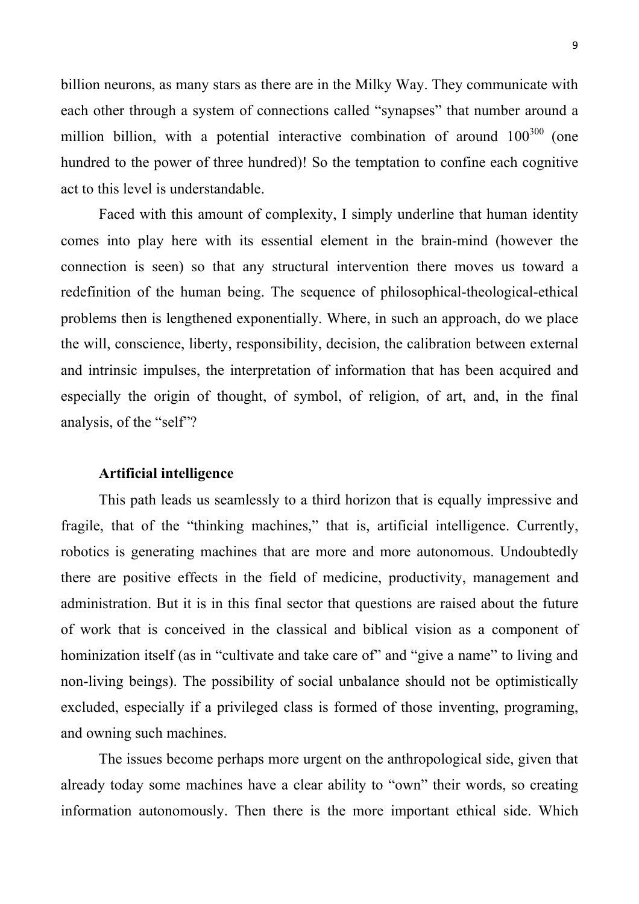billion neurons, as many stars as there are in the Milky Way. They communicate with each other through a system of connections called "synapses" that number around a million billion, with a potential interactive combination of around $100^{300}$ (one hundred to the power of three hundred)! So the temptation to confine each cognitive act to this level is understandable.

Faced with this amount of complexity, I simply underline that human identity comes into play here with its essential element in the brain-mind (however the connection is seen) so that any structural intervention there moves us toward a redefinition of the human being. The sequence of philosophical-theological-ethical problems then is lengthened exponentially. Where, in such an approach, do we place the will, conscience, liberty, responsibility, decision, the calibration between external and intrinsic impulses, the interpretation of information that has been acquired and especially the origin of thought, of symbol, of religion, of art, and, in the final analysis, of the "self"?

**Artificial intelligence**

This path leads us seamlessly to a third horizon that is equally impressive and fragile, that of the "thinking machines," that is, artificial intelligence. Currently, robotics is generating machines that are more and more autonomous. Undoubtedly there are positive effects in the field of medicine, productivity, management and administration. But it is in this final sector that questions are raised about the future of work that is conceived in the classical and biblical vision as a component of hominization itself (as in "cultivate and take care of" and "give a name" to living and non-living beings). The possibility of social unbalance should not be optimistically excluded, especially if a privileged class is formed of those inventing, programing, and owning such machines.

The issues become perhaps more urgent on the anthropological side, given that already today some machines have a clear ability to "own" their words, so creating information autonomously. Then there is the more important ethical side. Which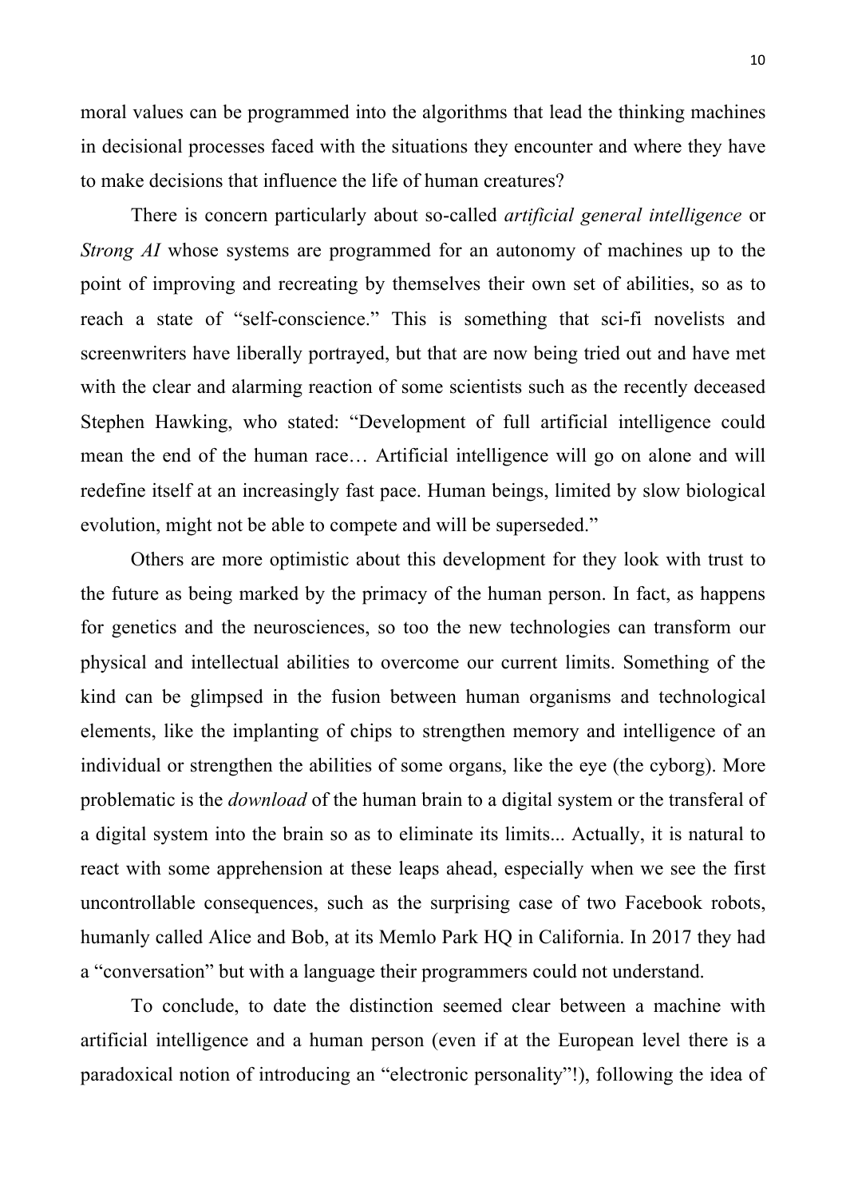moral values can be programmed into the algorithms that lead the thinking machines in decisional processes faced with the situations they encounter and where they have to make decisions that influence the life of human creatures?

There is concern particularly about so-called *artificial general intelligence* or *Strong AI* whose systems are programmed for an autonomy of machines up to the point of improving and recreating by themselves their own set of abilities, so as to reach a state of "self-conscience." This is something that sci-fi novelists and screenwriters have liberally portrayed, but that are now being tried out and have met with the clear and alarming reaction of some scientists such as the recently deceased Stephen Hawking, who stated: "Development of full artificial intelligence could mean the end of the human race… Artificial intelligence will go on alone and will redefine itself at an increasingly fast pace. Human beings, limited by slow biological evolution, might not be able to compete and will be superseded."

Others are more optimistic about this development for they look with trust to the future as being marked by the primacy of the human person. In fact, as happens for genetics and the neurosciences, so too the new technologies can transform our physical and intellectual abilities to overcome our current limits. Something of the kind can be glimpsed in the fusion between human organisms and technological elements, like the implanting of chips to strengthen memory and intelligence of an individual or strengthen the abilities of some organs, like the eye (the cyborg). More problematic is the *download* of the human brain to a digital system or the transferal of a digital system into the brain so as to eliminate its limits... Actually, it is natural to react with some apprehension at these leaps ahead, especially when we see the first uncontrollable consequences, such as the surprising case of two Facebook robots, humanly called Alice and Bob, at its Memlo Park HQ in California. In 2017 they had a "conversation" but with a language their programmers could not understand.

To conclude, to date the distinction seemed clear between a machine with artificial intelligence and a human person (even if at the European level there is a paradoxical notion of introducing an "electronic personality"!), following the idea of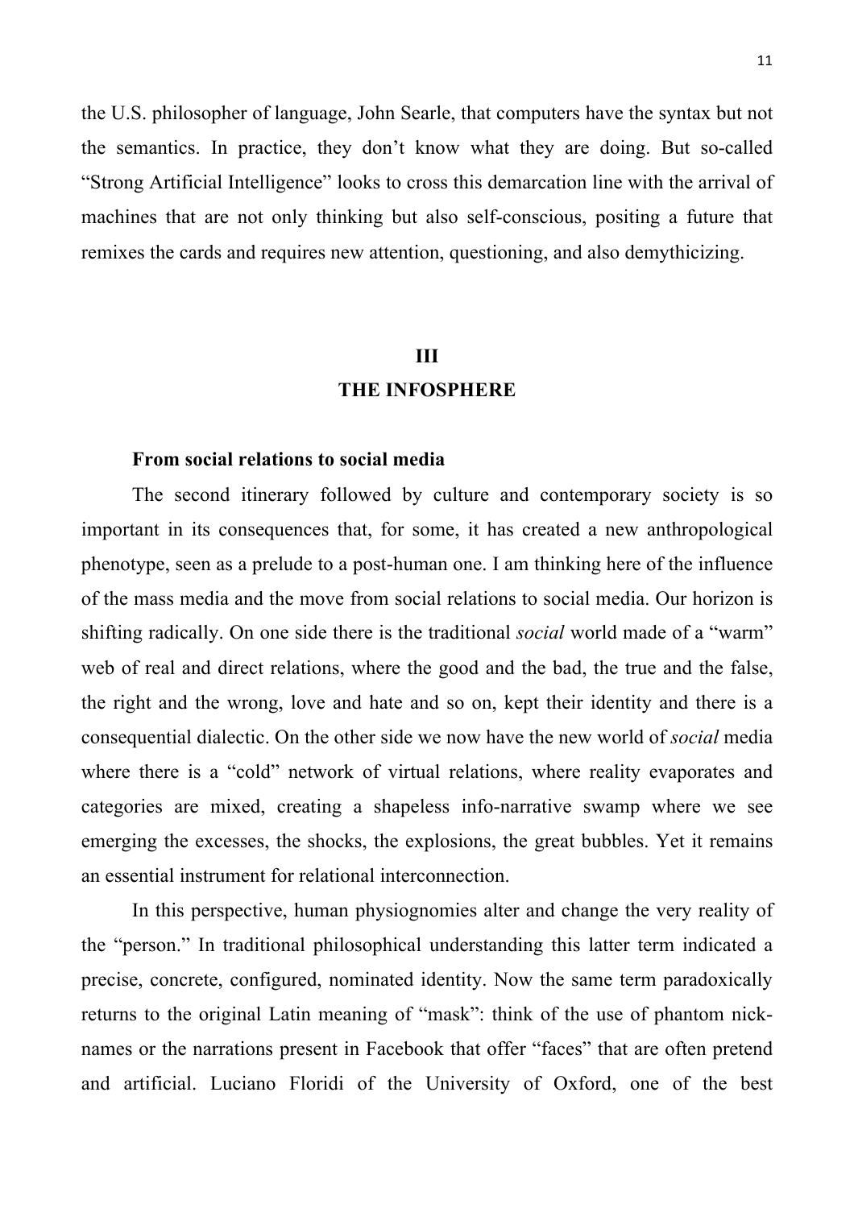the U.S. philosopher of language, John Searle, that computers have the syntax but not the semantics. In practice, they don't know what they are doing. But so-called "Strong Artificial Intelligence" looks to cross this demarcation line with the arrival of machines that are not only thinking but also self-conscious, positing a future that remixes the cards and requires new attention, questioning, and also demythicizing.

## III
## THE INFOSPHERE

### From social relations to social media

The second itinerary followed by culture and contemporary society is so important in its consequences that, for some, it has created a new anthropological phenotype, seen as a prelude to a post-human one. I am thinking here of the influence of the mass media and the move from social relations to social media. Our horizon is shifting radically. On one side there is the traditional *social* world made of a "warm" web of real and direct relations, where the good and the bad, the true and the false, the right and the wrong, love and hate and so on, kept their identity and there is a consequential dialectic. On the other side we now have the new world of *social* media where there is a "cold" network of virtual relations, where reality evaporates and categories are mixed, creating a shapeless info-narrative swamp where we see emerging the excesses, the shocks, the explosions, the great bubbles. Yet it remains an essential instrument for relational interconnection.

In this perspective, human physiognomies alter and change the very reality of the "person." In traditional philosophical understanding this latter term indicated a precise, concrete, configured, nominated identity. Now the same term paradoxically returns to the original Latin meaning of "mask": think of the use of phantom nick-names or the narrations present in Facebook that offer "faces" that are often pretend and artificial. Luciano Floridi of the University of Oxford, one of the best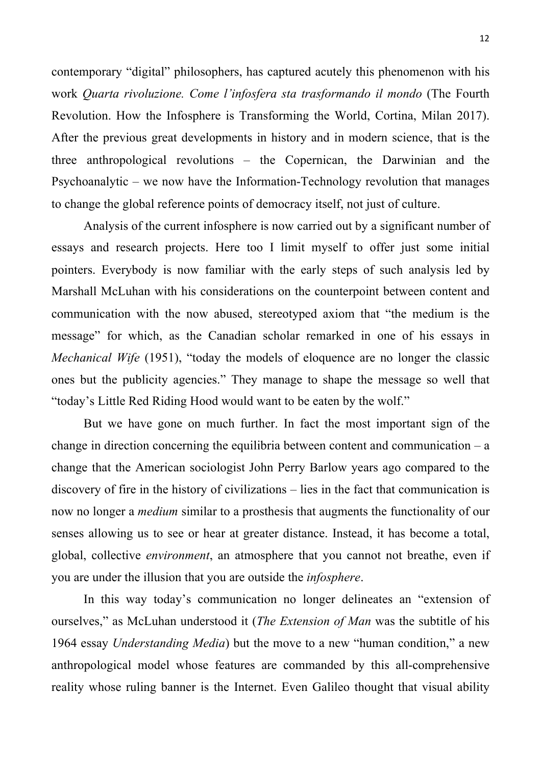contemporary “digital” philosophers, has captured acutely this phenomenon with his work *Quarta rivoluzione. Come l’infosfera sta trasformando il mondo* (The Fourth Revolution. How the Infosphere is Transforming the World, Cortina, Milan 2017). After the previous great developments in history and in modern science, that is the three anthropological revolutions – the Copernican, the Darwinian and the Psychoanalytic – we now have the Information-Technology revolution that manages to change the global reference points of democracy itself, not just of culture.

Analysis of the current infosphere is now carried out by a significant number of essays and research projects. Here too I limit myself to offer just some initial pointers. Everybody is now familiar with the early steps of such analysis led by Marshall McLuhan with his considerations on the counterpoint between content and communication with the now abused, stereotyped axiom that “the medium is the message” for which, as the Canadian scholar remarked in one of his essays in *Mechanical Wife* (1951), “today the models of eloquence are no longer the classic ones but the publicity agencies.” They manage to shape the message so well that “today’s Little Red Riding Hood would want to be eaten by the wolf.”

But we have gone on much further. In fact the most important sign of the change in direction concerning the equilibria between content and communication – a change that the American sociologist John Perry Barlow years ago compared to the discovery of fire in the history of civilizations – lies in the fact that communication is now no longer a *medium* similar to a prosthesis that augments the functionality of our senses allowing us to see or hear at greater distance. Instead, it has become a total, global, collective *environment*, an atmosphere that you cannot not breathe, even if you are under the illusion that you are outside the *infosphere*.

In this way today’s communication no longer delineates an “extension of ourselves,” as McLuhan understood it (*The Extension of Man* was the subtitle of his 1964 essay *Understanding Media*) but the move to a new “human condition,” a new anthropological model whose features are commanded by this all-comprehensive reality whose ruling banner is the Internet. Even Galileo thought that visual ability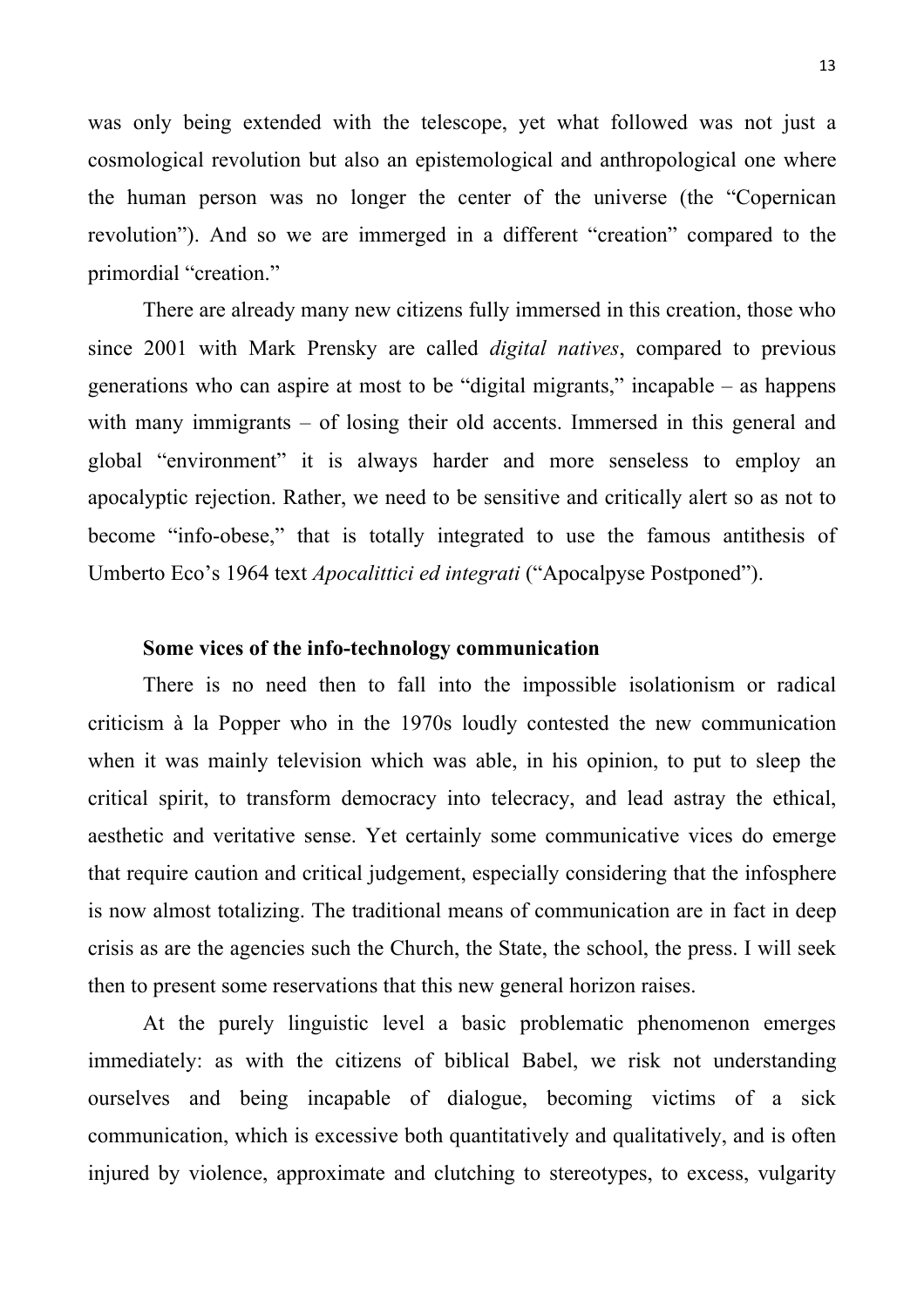was only being extended with the telescope, yet what followed was not just a cosmological revolution but also an epistemological and anthropological one where the human person was no longer the center of the universe (the "Copernican revolution"). And so we are immerged in a different "creation" compared to the primordial "creation."

There are already many new citizens fully immersed in this creation, those who since 2001 with Mark Prensky are called *digital natives*, compared to previous generations who can aspire at most to be "digital migrants," incapable – as happens with many immigrants – of losing their old accents. Immersed in this general and global "environment" it is always harder and more senseless to employ an apocalyptic rejection. Rather, we need to be sensitive and critically alert so as not to become "info-obese," that is totally integrated to use the famous antithesis of Umberto Eco's 1964 text *Apocalittici ed integrati* ("Apocalpyse Postponed").

### Some vices of the info-technology communication

There is no need then to fall into the impossible isolationism or radical criticism à la Popper who in the 1970s loudly contested the new communication when it was mainly television which was able, in his opinion, to put to sleep the critical spirit, to transform democracy into telecracy, and lead astray the ethical, aesthetic and veritative sense. Yet certainly some communicative vices do emerge that require caution and critical judgement, especially considering that the infosphere is now almost totalizing. The traditional means of communication are in fact in deep crisis as are the agencies such the Church, the State, the school, the press. I will seek then to present some reservations that this new general horizon raises.

At the purely linguistic level a basic problematic phenomenon emerges immediately: as with the citizens of biblical Babel, we risk not understanding ourselves and being incapable of dialogue, becoming victims of a sick communication, which is excessive both quantitatively and qualitatively, and is often injured by violence, approximate and clutching to stereotypes, to excess, vulgarity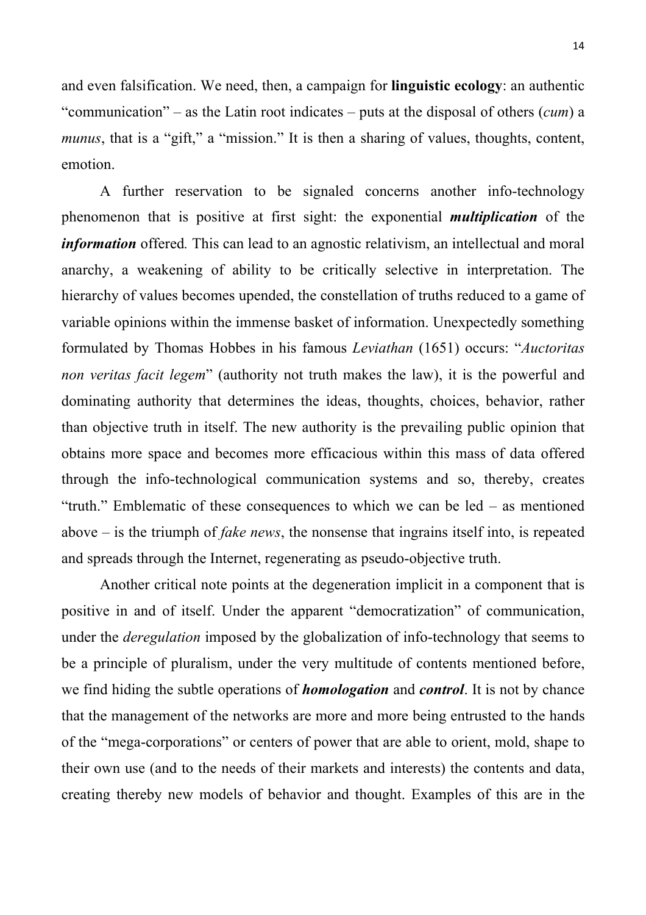and even falsification. We need, then, a campaign for **linguistic ecology**: an authentic "communication" – as the Latin root indicates – puts at the disposal of others (*cum*) a *munus*, that is a "gift," a "mission." It is then a sharing of values, thoughts, content, emotion.

A further reservation to be signaled concerns another info-technology phenomenon that is positive at first sight: the exponential ***multiplication*** of the ***information*** offered*.* This can lead to an agnostic relativism, an intellectual and moral anarchy, a weakening of ability to be critically selective in interpretation. The hierarchy of values becomes upended, the constellation of truths reduced to a game of variable opinions within the immense basket of information. Unexpectedly something formulated by Thomas Hobbes in his famous *Leviathan* (1651) occurs: "*Auctoritas non veritas facit legem*" (authority not truth makes the law), it is the powerful and dominating authority that determines the ideas, thoughts, choices, behavior, rather than objective truth in itself. The new authority is the prevailing public opinion that obtains more space and becomes more efficacious within this mass of data offered through the info-technological communication systems and so, thereby, creates "truth." Emblematic of these consequences to which we can be led – as mentioned above – is the triumph of *fake news*, the nonsense that ingrains itself into, is repeated and spreads through the Internet, regenerating as pseudo-objective truth.

Another critical note points at the degeneration implicit in a component that is positive in and of itself. Under the apparent "democratization" of communication, under the *deregulation* imposed by the globalization of info-technology that seems to be a principle of pluralism, under the very multitude of contents mentioned before, we find hiding the subtle operations of ***homologation*** and ***control***. It is not by chance that the management of the networks are more and more being entrusted to the hands of the "mega-corporations" or centers of power that are able to orient, mold, shape to their own use (and to the needs of their markets and interests) the contents and data, creating thereby new models of behavior and thought. Examples of this are in the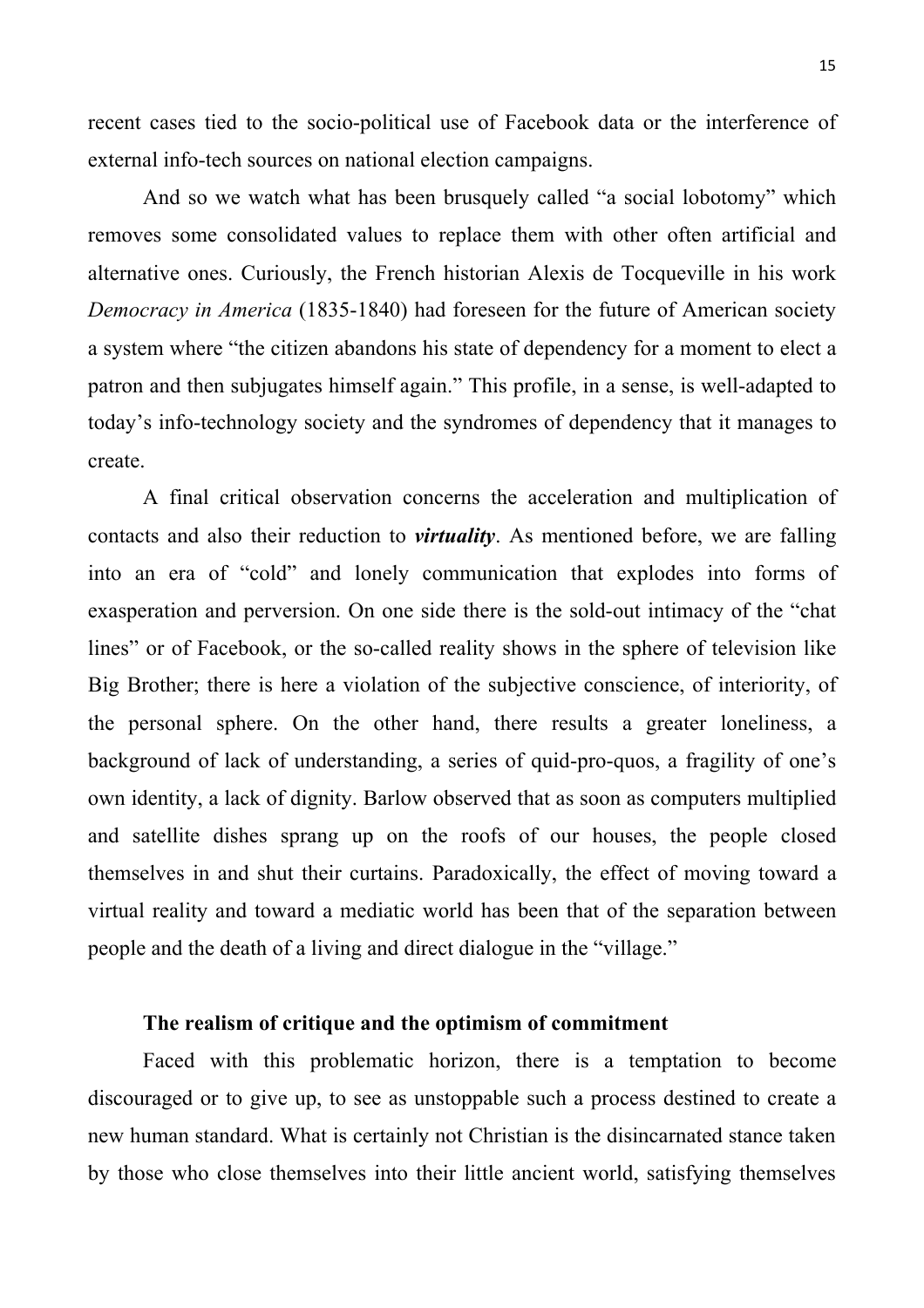recent cases tied to the socio-political use of Facebook data or the interference of external info-tech sources on national election campaigns.

And so we watch what has been brusquely called “a social lobotomy” which removes some consolidated values to replace them with other often artificial and alternative ones. Curiously, the French historian Alexis de Tocqueville in his work *Democracy in America* (1835-1840) had foreseen for the future of American society a system where “the citizen abandons his state of dependency for a moment to elect a patron and then subjugates himself again.” This profile, in a sense, is well-adapted to today’s info-technology society and the syndromes of dependency that it manages to create.

A final critical observation concerns the acceleration and multiplication of contacts and also their reduction to ***virtuality***. As mentioned before, we are falling into an era of “cold” and lonely communication that explodes into forms of exasperation and perversion. On one side there is the sold-out intimacy of the “chat lines” or of Facebook, or the so-called reality shows in the sphere of television like Big Brother; there is here a violation of the subjective conscience, of interiority, of the personal sphere. On the other hand, there results a greater loneliness, a background of lack of understanding, a series of quid-pro-quos, a fragility of one’s own identity, a lack of dignity. Barlow observed that as soon as computers multiplied and satellite dishes sprang up on the roofs of our houses, the people closed themselves in and shut their curtains. Paradoxically, the effect of moving toward a virtual reality and toward a mediatic world has been that of the separation between people and the death of a living and direct dialogue in the “village.”

### The realism of critique and the optimism of commitment

Faced with this problematic horizon, there is a temptation to become discouraged or to give up, to see as unstoppable such a process destined to create a new human standard. What is certainly not Christian is the disincarnated stance taken by those who close themselves into their little ancient world, satisfying themselves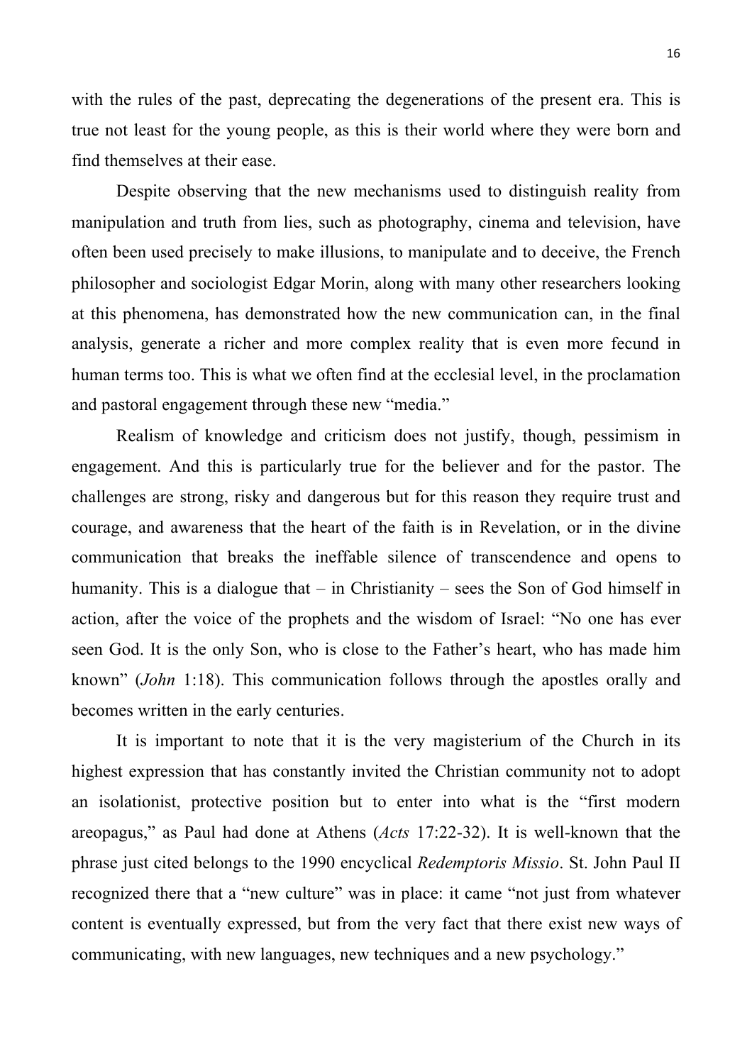with the rules of the past, deprecating the degenerations of the present era. This is true not least for the young people, as this is their world where they were born and find themselves at their ease.

Despite observing that the new mechanisms used to distinguish reality from manipulation and truth from lies, such as photography, cinema and television, have often been used precisely to make illusions, to manipulate and to deceive, the French philosopher and sociologist Edgar Morin, along with many other researchers looking at this phenomena, has demonstrated how the new communication can, in the final analysis, generate a richer and more complex reality that is even more fecund in human terms too. This is what we often find at the ecclesial level, in the proclamation and pastoral engagement through these new "media."

Realism of knowledge and criticism does not justify, though, pessimism in engagement. And this is particularly true for the believer and for the pastor. The challenges are strong, risky and dangerous but for this reason they require trust and courage, and awareness that the heart of the faith is in Revelation, or in the divine communication that breaks the ineffable silence of transcendence and opens to humanity. This is a dialogue that – in Christianity – sees the Son of God himself in action, after the voice of the prophets and the wisdom of Israel: "No one has ever seen God. It is the only Son, who is close to the Father's heart, who has made him known" (*John* 1:18). This communication follows through the apostles orally and becomes written in the early centuries.

It is important to note that it is the very magisterium of the Church in its highest expression that has constantly invited the Christian community not to adopt an isolationist, protective position but to enter into what is the "first modern areopagus," as Paul had done at Athens (*Acts* 17:22-32). It is well-known that the phrase just cited belongs to the 1990 encyclical *Redemptoris Missio*. St. John Paul II recognized there that a "new culture" was in place: it came "not just from whatever content is eventually expressed, but from the very fact that there exist new ways of communicating, with new languages, new techniques and a new psychology."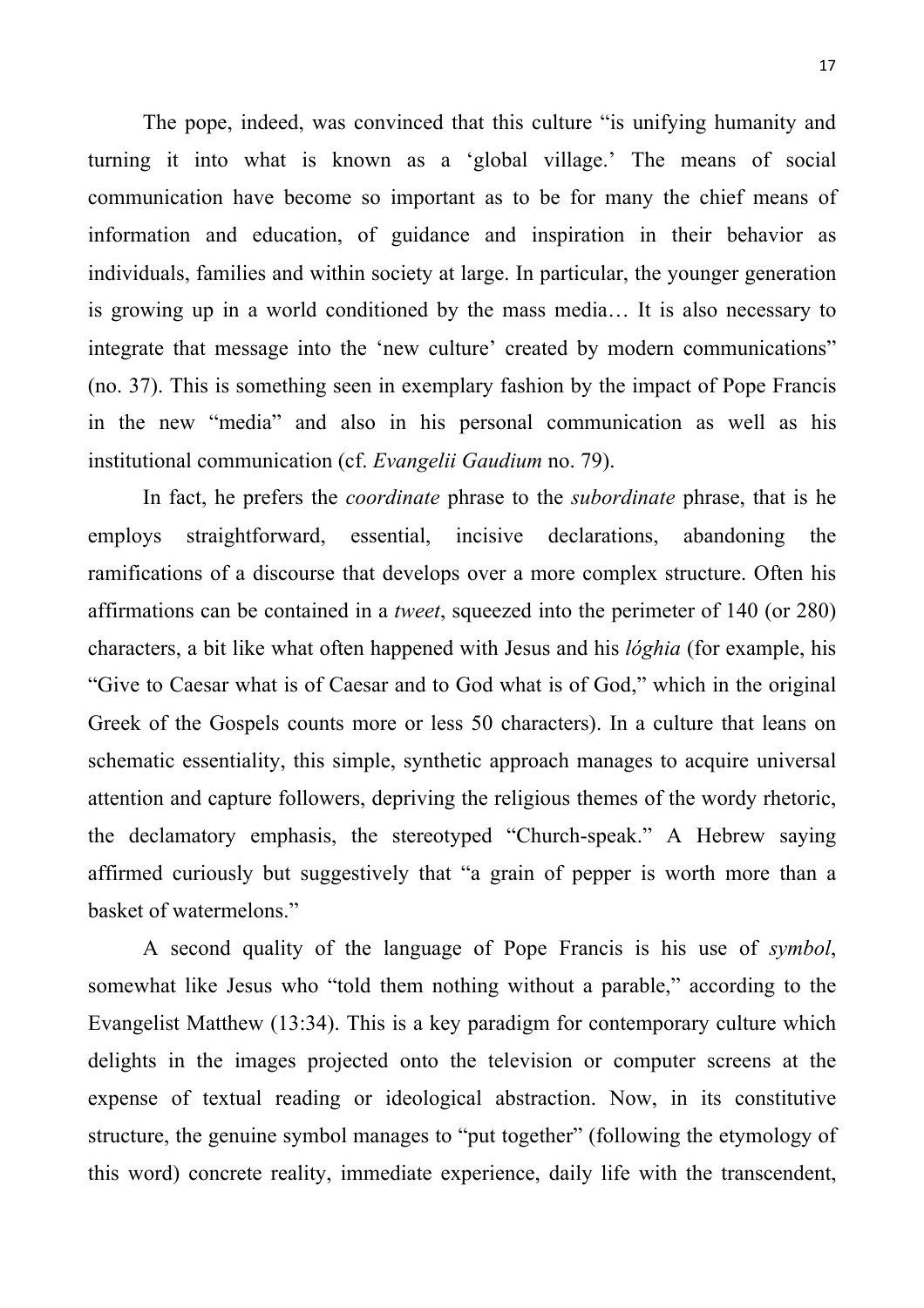The pope, indeed, was convinced that this culture "is unifying humanity and turning it into what is known as a 'global village.' The means of social communication have become so important as to be for many the chief means of information and education, of guidance and inspiration in their behavior as individuals, families and within society at large. In particular, the younger generation is growing up in a world conditioned by the mass media… It is also necessary to integrate that message into the 'new culture' created by modern communications" (no. 37). This is something seen in exemplary fashion by the impact of Pope Francis in the new "media" and also in his personal communication as well as his institutional communication (cf. *Evangelii Gaudium* no. 79).

In fact, he prefers the *coordinate* phrase to the *subordinate* phrase, that is he employs straightforward, essential, incisive declarations, abandoning the ramifications of a discourse that develops over a more complex structure. Often his affirmations can be contained in a *tweet*, squeezed into the perimeter of 140 (or 280) characters, a bit like what often happened with Jesus and his *lóghia* (for example, his "Give to Caesar what is of Caesar and to God what is of God," which in the original Greek of the Gospels counts more or less 50 characters). In a culture that leans on schematic essentiality, this simple, synthetic approach manages to acquire universal attention and capture followers, depriving the religious themes of the wordy rhetoric, the declamatory emphasis, the stereotyped "Church-speak." A Hebrew saying affirmed curiously but suggestively that "a grain of pepper is worth more than a basket of watermelons."

A second quality of the language of Pope Francis is his use of *symbol*, somewhat like Jesus who "told them nothing without a parable," according to the Evangelist Matthew (13:34). This is a key paradigm for contemporary culture which delights in the images projected onto the television or computer screens at the expense of textual reading or ideological abstraction. Now, in its constitutive structure, the genuine symbol manages to "put together" (following the etymology of this word) concrete reality, immediate experience, daily life with the transcendent,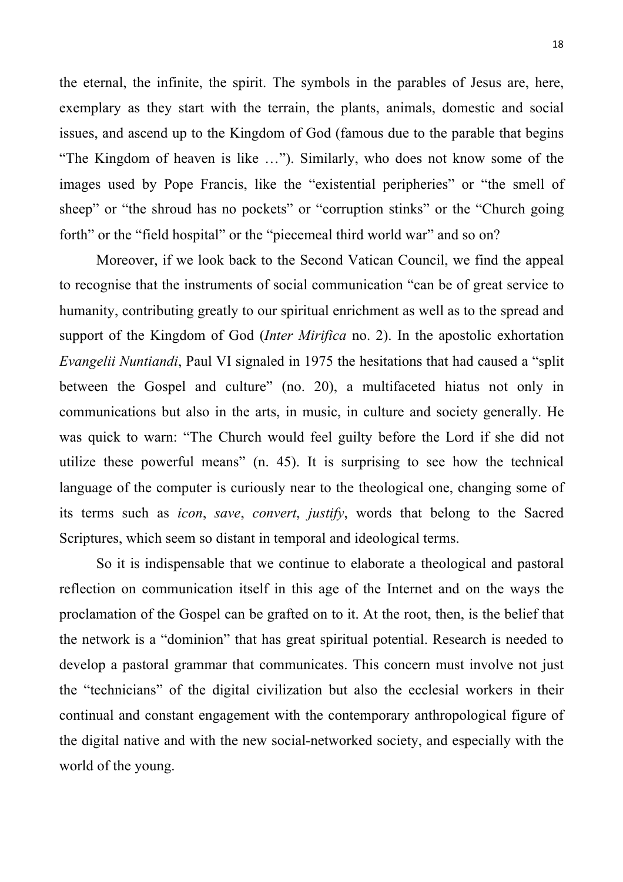the eternal, the infinite, the spirit. The symbols in the parables of Jesus are, here, exemplary as they start with the terrain, the plants, animals, domestic and social issues, and ascend up to the Kingdom of God (famous due to the parable that begins "The Kingdom of heaven is like …"). Similarly, who does not know some of the images used by Pope Francis, like the "existential peripheries" or "the smell of sheep" or "the shroud has no pockets" or "corruption stinks" or the "Church going forth" or the "field hospital" or the "piecemeal third world war" and so on?

Moreover, if we look back to the Second Vatican Council, we find the appeal to recognise that the instruments of social communication "can be of great service to humanity, contributing greatly to our spiritual enrichment as well as to the spread and support of the Kingdom of God (*Inter Mirifica* no. 2). In the apostolic exhortation *Evangelii Nuntiandi*, Paul VI signaled in 1975 the hesitations that had caused a "split between the Gospel and culture" (no. 20), a multifaceted hiatus not only in communications but also in the arts, in music, in culture and society generally. He was quick to warn: "The Church would feel guilty before the Lord if she did not utilize these powerful means" (n. 45). It is surprising to see how the technical language of the computer is curiously near to the theological one, changing some of its terms such as *icon*, *save*, *convert*, *justify*, words that belong to the Sacred Scriptures, which seem so distant in temporal and ideological terms.

So it is indispensable that we continue to elaborate a theological and pastoral reflection on communication itself in this age of the Internet and on the ways the proclamation of the Gospel can be grafted on to it. At the root, then, is the belief that the network is a "dominion" that has great spiritual potential. Research is needed to develop a pastoral grammar that communicates. This concern must involve not just the "technicians" of the digital civilization but also the ecclesial workers in their continual and constant engagement with the contemporary anthropological figure of the digital native and with the new social-networked society, and especially with the world of the young.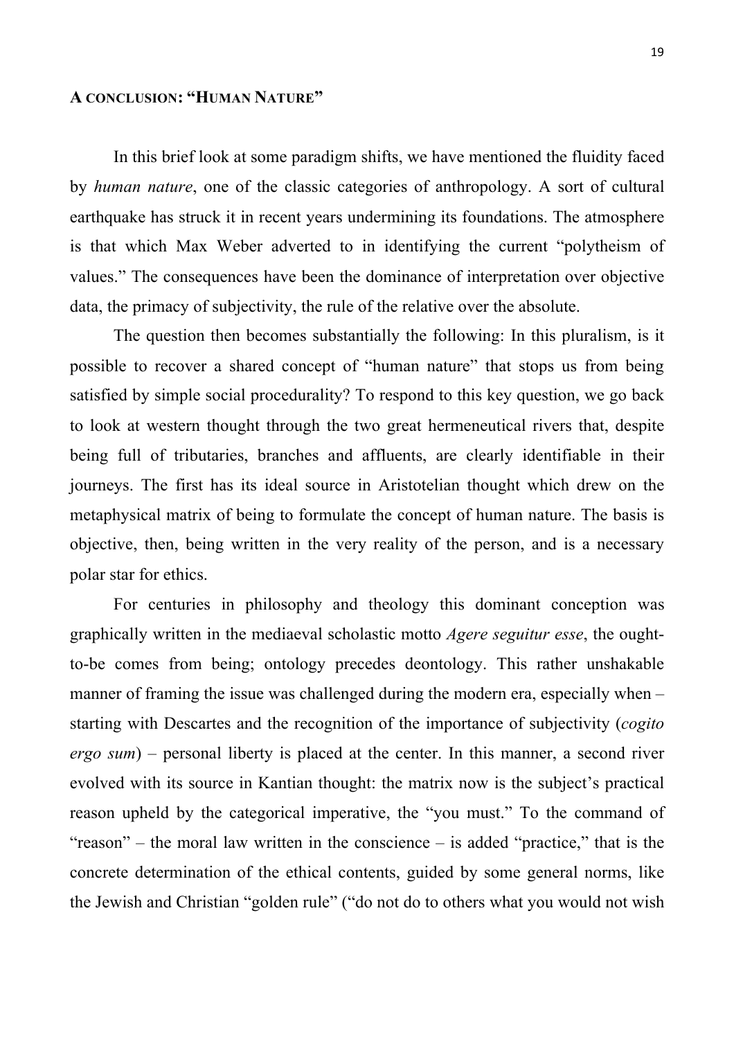## A CONCLUSION: "HUMAN NATURE"

In this brief look at some paradigm shifts, we have mentioned the fluidity faced by *human nature*, one of the classic categories of anthropology. A sort of cultural earthquake has struck it in recent years undermining its foundations. The atmosphere is that which Max Weber adverted to in identifying the current "polytheism of values." The consequences have been the dominance of interpretation over objective data, the primacy of subjectivity, the rule of the relative over the absolute.

The question then becomes substantially the following: In this pluralism, is it possible to recover a shared concept of "human nature" that stops us from being satisfied by simple social procedurality? To respond to this key question, we go back to look at western thought through the two great hermeneutical rivers that, despite being full of tributaries, branches and affluents, are clearly identifiable in their journeys. The first has its ideal source in Aristotelian thought which drew on the metaphysical matrix of being to formulate the concept of human nature. The basis is objective, then, being written in the very reality of the person, and is a necessary polar star for ethics.

For centuries in philosophy and theology this dominant conception was graphically written in the mediaeval scholastic motto *Agere seguitur esse*, the ought-to-be comes from being; ontology precedes deontology. This rather unshakable manner of framing the issue was challenged during the modern era, especially when – starting with Descartes and the recognition of the importance of subjectivity (*cogito ergo sum*) – personal liberty is placed at the center. In this manner, a second river evolved with its source in Kantian thought: the matrix now is the subject's practical reason upheld by the categorical imperative, the "you must." To the command of "reason" – the moral law written in the conscience – is added "practice," that is the concrete determination of the ethical contents, guided by some general norms, like the Jewish and Christian "golden rule" ("do not do to others what you would not wish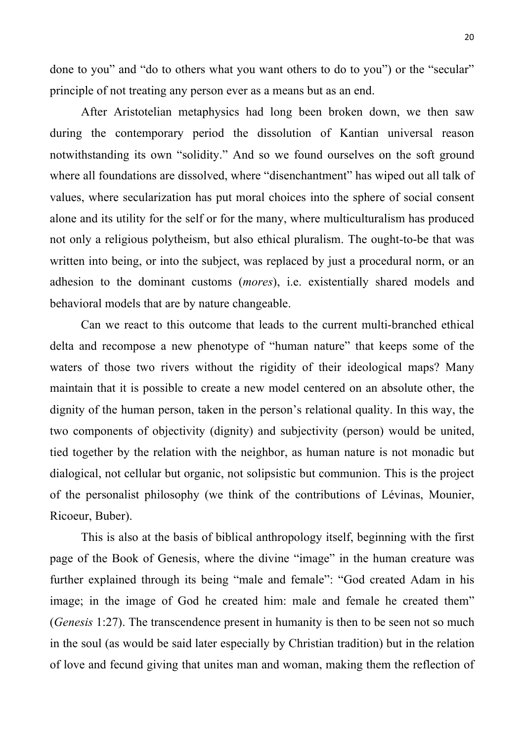done to you" and "do to others what you want others to do to you") or the "secular" principle of not treating any person ever as a means but as an end.

After Aristotelian metaphysics had long been broken down, we then saw during the contemporary period the dissolution of Kantian universal reason notwithstanding its own "solidity." And so we found ourselves on the soft ground where all foundations are dissolved, where "disenchantment" has wiped out all talk of values, where secularization has put moral choices into the sphere of social consent alone and its utility for the self or for the many, where multiculturalism has produced not only a religious polytheism, but also ethical pluralism. The ought-to-be that was written into being, or into the subject, was replaced by just a procedural norm, or an adhesion to the dominant customs (*mores*), i.e. existentially shared models and behavioral models that are by nature changeable.

Can we react to this outcome that leads to the current multi-branched ethical delta and recompose a new phenotype of "human nature" that keeps some of the waters of those two rivers without the rigidity of their ideological maps? Many maintain that it is possible to create a new model centered on an absolute other, the dignity of the human person, taken in the person's relational quality. In this way, the two components of objectivity (dignity) and subjectivity (person) would be united, tied together by the relation with the neighbor, as human nature is not monadic but dialogical, not cellular but organic, not solipsistic but communion. This is the project of the personalist philosophy (we think of the contributions of Lévinas, Mounier, Ricoeur, Buber).

This is also at the basis of biblical anthropology itself, beginning with the first page of the Book of Genesis, where the divine "image" in the human creature was further explained through its being "male and female": "God created Adam in his image; in the image of God he created him: male and female he created them" (*Genesis* 1:27). The transcendence present in humanity is then to be seen not so much in the soul (as would be said later especially by Christian tradition) but in the relation of love and fecund giving that unites man and woman, making them the reflection of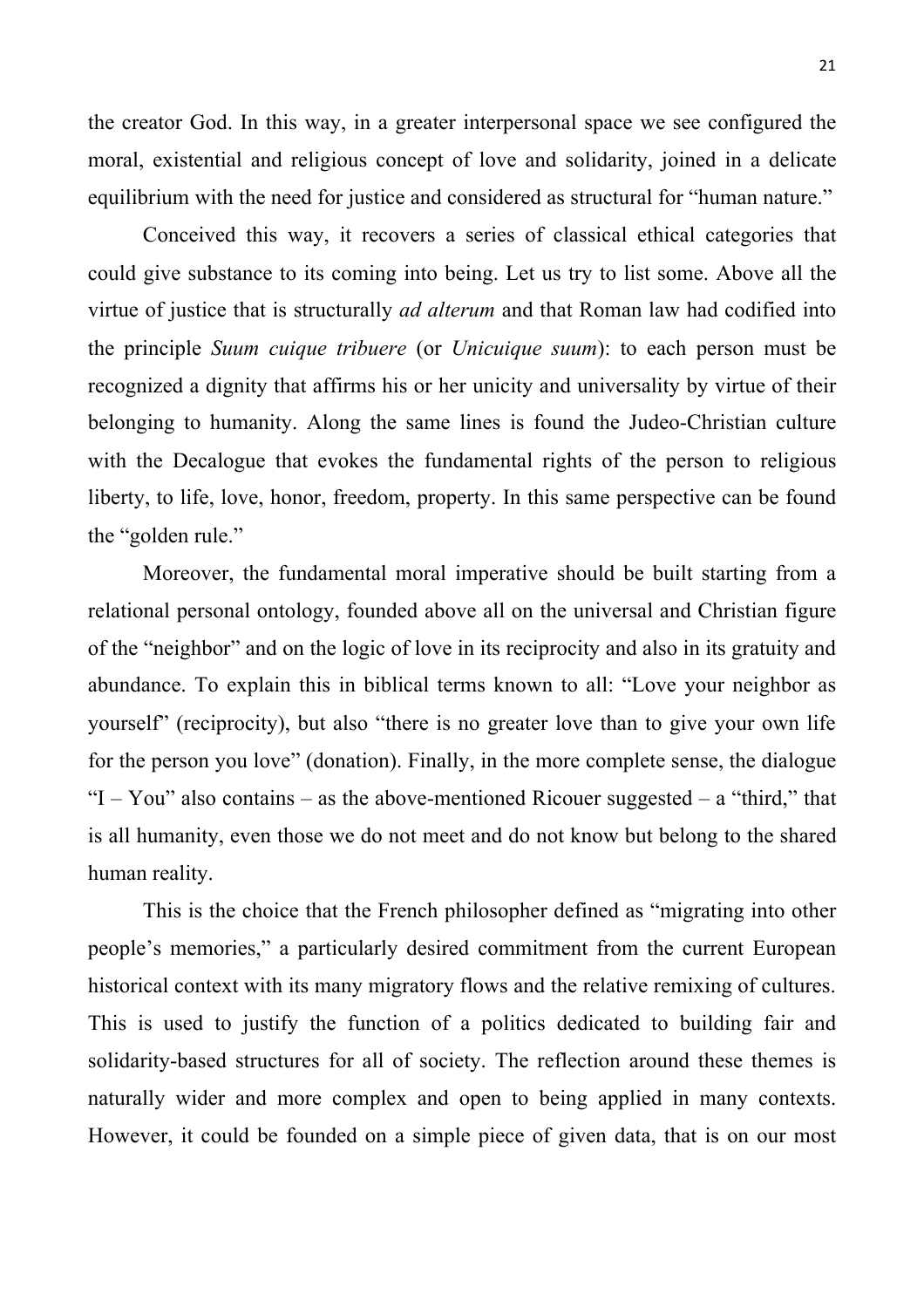the creator God. In this way, in a greater interpersonal space we see configured the moral, existential and religious concept of love and solidarity, joined in a delicate equilibrium with the need for justice and considered as structural for "human nature."

Conceived this way, it recovers a series of classical ethical categories that could give substance to its coming into being. Let us try to list some. Above all the virtue of justice that is structurally *ad alterum* and that Roman law had codified into the principle *Suum cuique tribuere* (or *Unicuique suum*): to each person must be recognized a dignity that affirms his or her unicity and universality by virtue of their belonging to humanity. Along the same lines is found the Judeo-Christian culture with the Decalogue that evokes the fundamental rights of the person to religious liberty, to life, love, honor, freedom, property. In this same perspective can be found the "golden rule."

Moreover, the fundamental moral imperative should be built starting from a relational personal ontology, founded above all on the universal and Christian figure of the "neighbor" and on the logic of love in its reciprocity and also in its gratuity and abundance. To explain this in biblical terms known to all: "Love your neighbor as yourself" (reciprocity), but also "there is no greater love than to give your own life for the person you love" (donation). Finally, in the more complete sense, the dialogue "I – You" also contains – as the above-mentioned Ricouer suggested – a "third," that is all humanity, even those we do not meet and do not know but belong to the shared human reality.

This is the choice that the French philosopher defined as "migrating into other people's memories," a particularly desired commitment from the current European historical context with its many migratory flows and the relative remixing of cultures. This is used to justify the function of a politics dedicated to building fair and solidarity-based structures for all of society. The reflection around these themes is naturally wider and more complex and open to being applied in many contexts. However, it could be founded on a simple piece of given data, that is on our most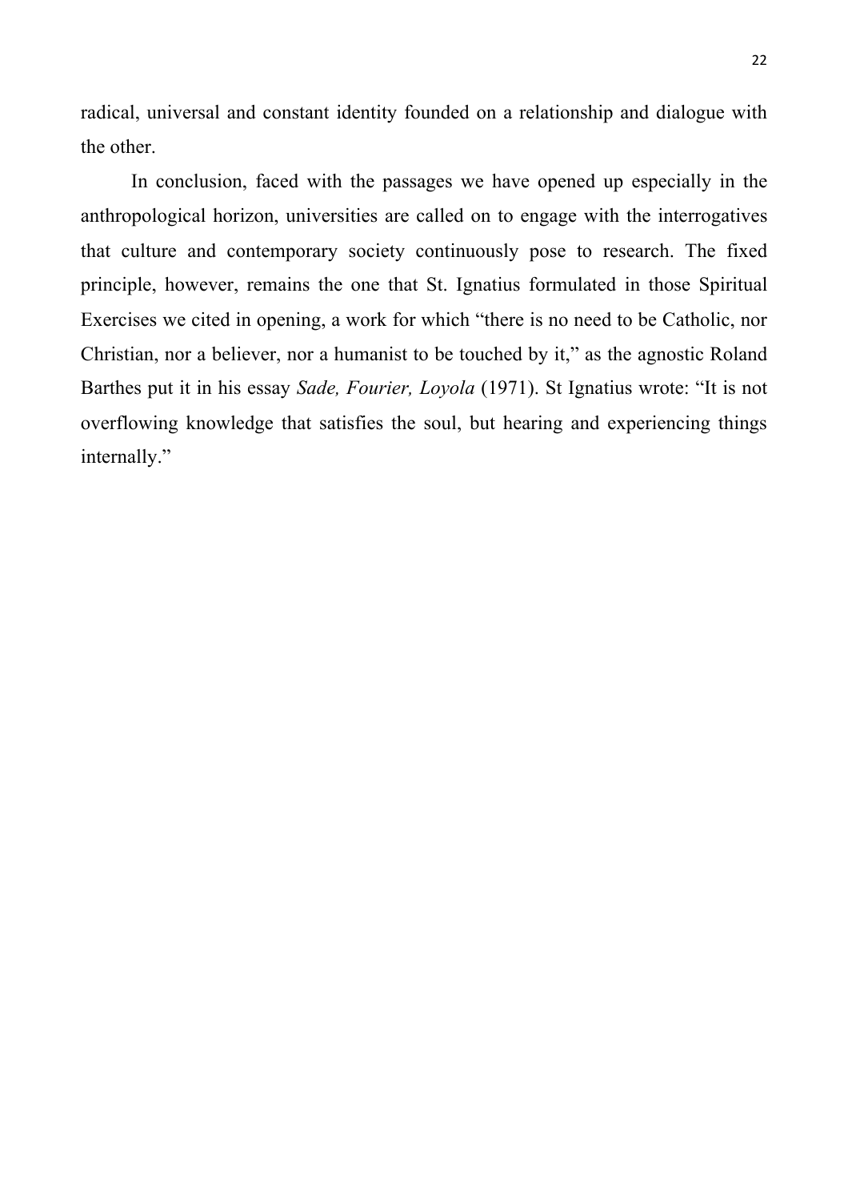radical, universal and constant identity founded on a relationship and dialogue with the other.

In conclusion, faced with the passages we have opened up especially in the anthropological horizon, universities are called on to engage with the interrogatives that culture and contemporary society continuously pose to research. The fixed principle, however, remains the one that St. Ignatius formulated in those Spiritual Exercises we cited in opening, a work for which "there is no need to be Catholic, nor Christian, nor a believer, nor a humanist to be touched by it," as the agnostic Roland Barthes put it in his essay *Sade, Fourier, Loyola* (1971). St Ignatius wrote: "It is not overflowing knowledge that satisfies the soul, but hearing and experiencing things internally."